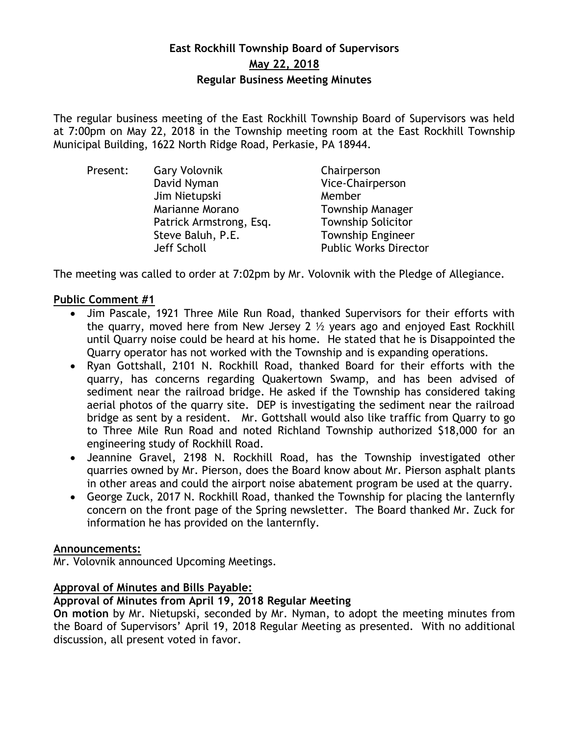# East Rockhill Township Board of Supervisors

## May 22, 2018

## Regular Business Meeting Minutes

The regular business meeting of the East Rockhill Township Board of Supervisors was held at 7:00pm on May 22, 2018 in the Township meeting room at the East Rockhill Township Municipal Building, 1622 North Ridge Road, Perkasie, PA 18944.

| Present: | Gary Volovnik | Chairperson |
|---|---|---|
| | David Nyman | Vice-Chairperson |
| | Jim Nietupski | Member |
| | Marianne Morano | Township Manager |
| | Patrick Armstrong, Esq. | Township Solicitor |
| | Steve Baluh, P.E. | Township Engineer |
| | Jeff Scholl | Public Works Director |

The meeting was called to order at 7:02pm by Mr. Volovnik with the Pledge of Allegiance.

**Public Comment #1**

- Jim Pascale, 1921 Three Mile Run Road, thanked Supervisors for their efforts with the quarry, moved here from New Jersey 2 ½ years ago and enjoyed East Rockhill until Quarry noise could be heard at his home. He stated that he is Disappointed the Quarry operator has not worked with the Township and is expanding operations.
- Ryan Gottshall, 2101 N. Rockhill Road, thanked Board for their efforts with the quarry, has concerns regarding Quakertown Swamp, and has been advised of sediment near the railroad bridge. He asked if the Township has considered taking aerial photos of the quarry site. DEP is investigating the sediment near the railroad bridge as sent by a resident. Mr. Gottshall would also like traffic from Quarry to go to Three Mile Run Road and noted Richland Township authorized $18,000 for an engineering study of Rockhill Road.
- Jeannine Gravel, 2198 N. Rockhill Road, has the Township investigated other quarries owned by Mr. Pierson, does the Board know about Mr. Pierson asphalt plants in other areas and could the airport noise abatement program be used at the quarry.
- George Zuck, 2017 N. Rockhill Road, thanked the Township for placing the lanternfly concern on the front page of the Spring newsletter. The Board thanked Mr. Zuck for information he has provided on the lanternfly.

**Announcements:**

Mr. Volovnik announced Upcoming Meetings.

**Approval of Minutes and Bills Payable:**

**Approval of Minutes from April 19, 2018 Regular Meeting**

**On motion** by Mr. Nietupski, seconded by Mr. Nyman, to adopt the meeting minutes from the Board of Supervisors' April 19, 2018 Regular Meeting as presented. With no additional discussion, all present voted in favor.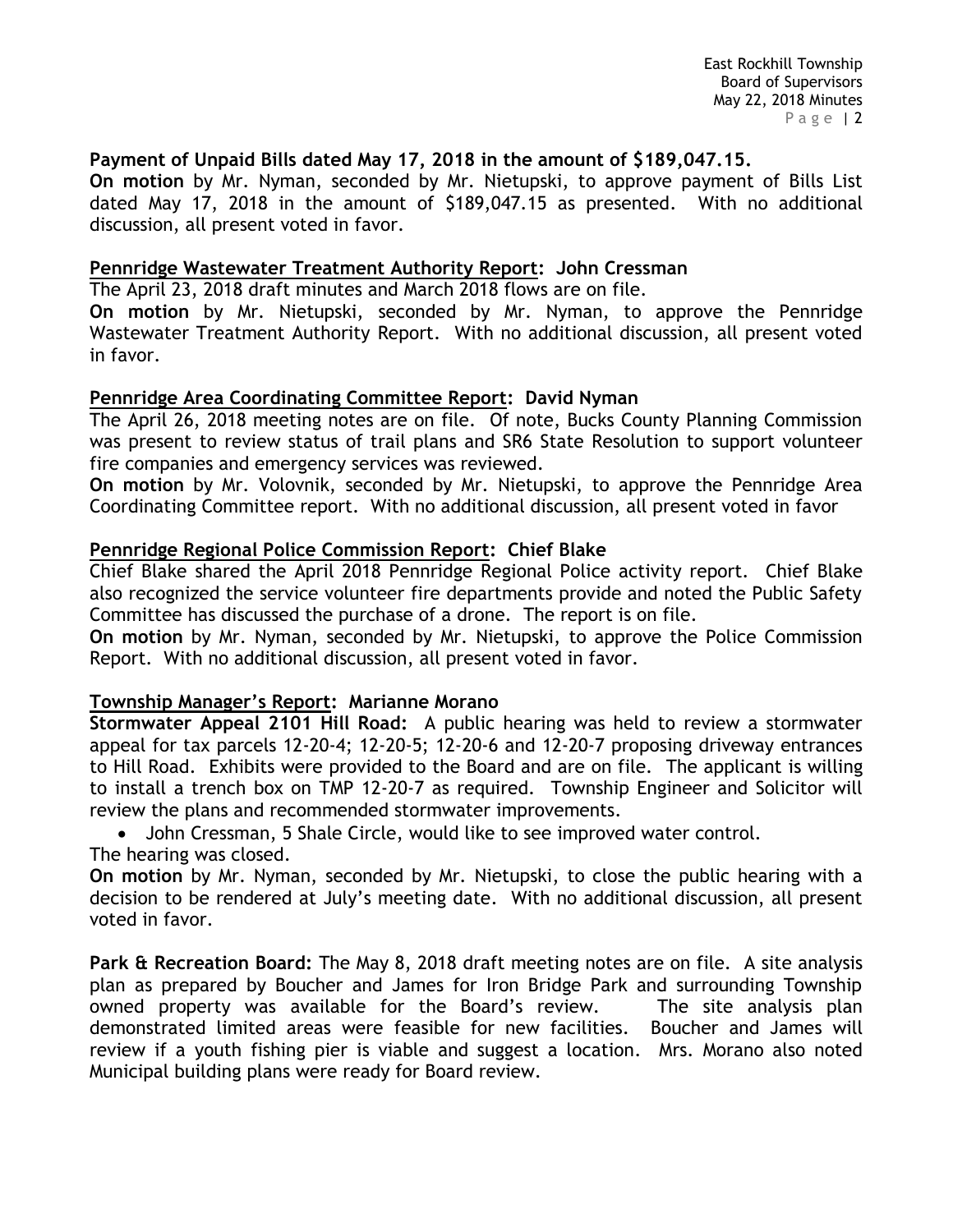**Payment of Unpaid Bills dated May 17, 2018 in the amount of $189,047.15.**
**On motion** by Mr. Nyman, seconded by Mr. Nietupski, to approve payment of Bills List dated May 17, 2018 in the amount of $189,047.15 as presented. With no additional discussion, all present voted in favor.

**Pennridge Wastewater Treatment Authority Report: John Cressman**
The April 23, 2018 draft minutes and March 2018 flows are on file.
**On motion** by Mr. Nietupski, seconded by Mr. Nyman, to approve the Pennridge Wastewater Treatment Authority Report. With no additional discussion, all present voted in favor.

**Pennridge Area Coordinating Committee Report: David Nyman**
The April 26, 2018 meeting notes are on file. Of note, Bucks County Planning Commission was present to review status of trail plans and SR6 State Resolution to support volunteer fire companies and emergency services was reviewed.
**On motion** by Mr. Volovnik, seconded by Mr. Nietupski, to approve the Pennridge Area Coordinating Committee report. With no additional discussion, all present voted in favor

**Pennridge Regional Police Commission Report: Chief Blake**
Chief Blake shared the April 2018 Pennridge Regional Police activity report. Chief Blake also recognized the service volunteer fire departments provide and noted the Public Safety Committee has discussed the purchase of a drone. The report is on file.
**On motion** by Mr. Nyman, seconded by Mr. Nietupski, to approve the Police Commission Report. With no additional discussion, all present voted in favor.

**Township Manager's Report: Marianne Morano**
**Stormwater Appeal 2101 Hill Road:** A public hearing was held to review a stormwater appeal for tax parcels 12-20-4; 12-20-5; 12-20-6 and 12-20-7 proposing driveway entrances to Hill Road. Exhibits were provided to the Board and are on file. The applicant is willing to install a trench box on TMP 12-20-7 as required. Township Engineer and Solicitor will review the plans and recommended stormwater improvements.

- John Cressman, 5 Shale Circle, would like to see improved water control.

The hearing was closed.
**On motion** by Mr. Nyman, seconded by Mr. Nietupski, to close the public hearing with a decision to be rendered at July's meeting date. With no additional discussion, all present voted in favor.

**Park & Recreation Board:** The May 8, 2018 draft meeting notes are on file. A site analysis plan as prepared by Boucher and James for Iron Bridge Park and surrounding Township owned property was available for the Board's review. The site analysis plan demonstrated limited areas were feasible for new facilities. Boucher and James will review if a youth fishing pier is viable and suggest a location. Mrs. Morano also noted Municipal building plans were ready for Board review.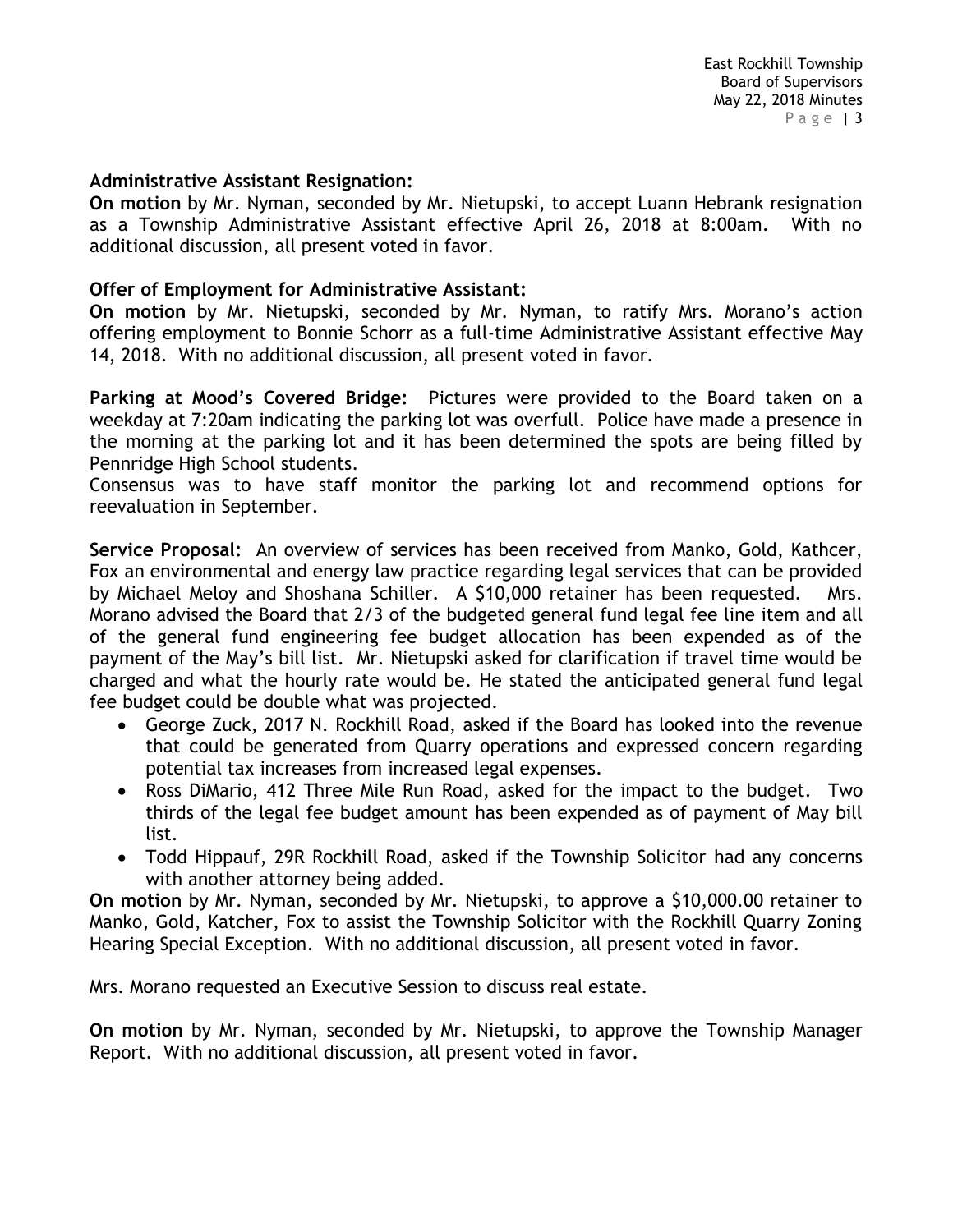**Administrative Assistant Resignation:**
**On motion** by Mr. Nyman, seconded by Mr. Nietupski, to accept Luann Hebrank resignation as a Township Administrative Assistant effective April 26, 2018 at 8:00am. With no additional discussion, all present voted in favor.

**Offer of Employment for Administrative Assistant:**
**On motion** by Mr. Nietupski, seconded by Mr. Nyman, to ratify Mrs. Morano's action offering employment to Bonnie Schorr as a full-time Administrative Assistant effective May 14, 2018. With no additional discussion, all present voted in favor.

**Parking at Mood's Covered Bridge:** Pictures were provided to the Board taken on a weekday at 7:20am indicating the parking lot was overfull. Police have made a presence in the morning at the parking lot and it has been determined the spots are being filled by Pennridge High School students.
Consensus was to have staff monitor the parking lot and recommend options for reevaluation in September.

**Service Proposal:** An overview of services has been received from Manko, Gold, Kathcer, Fox an environmental and energy law practice regarding legal services that can be provided by Michael Meloy and Shoshana Schiller. A $10,000 retainer has been requested. Mrs. Morano advised the Board that 2/3 of the budgeted general fund legal fee line item and all of the general fund engineering fee budget allocation has been expended as of the payment of the May's bill list. Mr. Nietupski asked for clarification if travel time would be charged and what the hourly rate would be. He stated the anticipated general fund legal fee budget could be double what was projected.

- George Zuck, 2017 N. Rockhill Road, asked if the Board has looked into the revenue that could be generated from Quarry operations and expressed concern regarding potential tax increases from increased legal expenses.
- Ross DiMario, 412 Three Mile Run Road, asked for the impact to the budget. Two thirds of the legal fee budget amount has been expended as of payment of May bill list.
- Todd Hippauf, 29R Rockhill Road, asked if the Township Solicitor had any concerns with another attorney being added.

**On motion** by Mr. Nyman, seconded by Mr. Nietupski, to approve a $10,000.00 retainer to Manko, Gold, Katcher, Fox to assist the Township Solicitor with the Rockhill Quarry Zoning Hearing Special Exception. With no additional discussion, all present voted in favor.

Mrs. Morano requested an Executive Session to discuss real estate.

**On motion** by Mr. Nyman, seconded by Mr. Nietupski, to approve the Township Manager Report. With no additional discussion, all present voted in favor.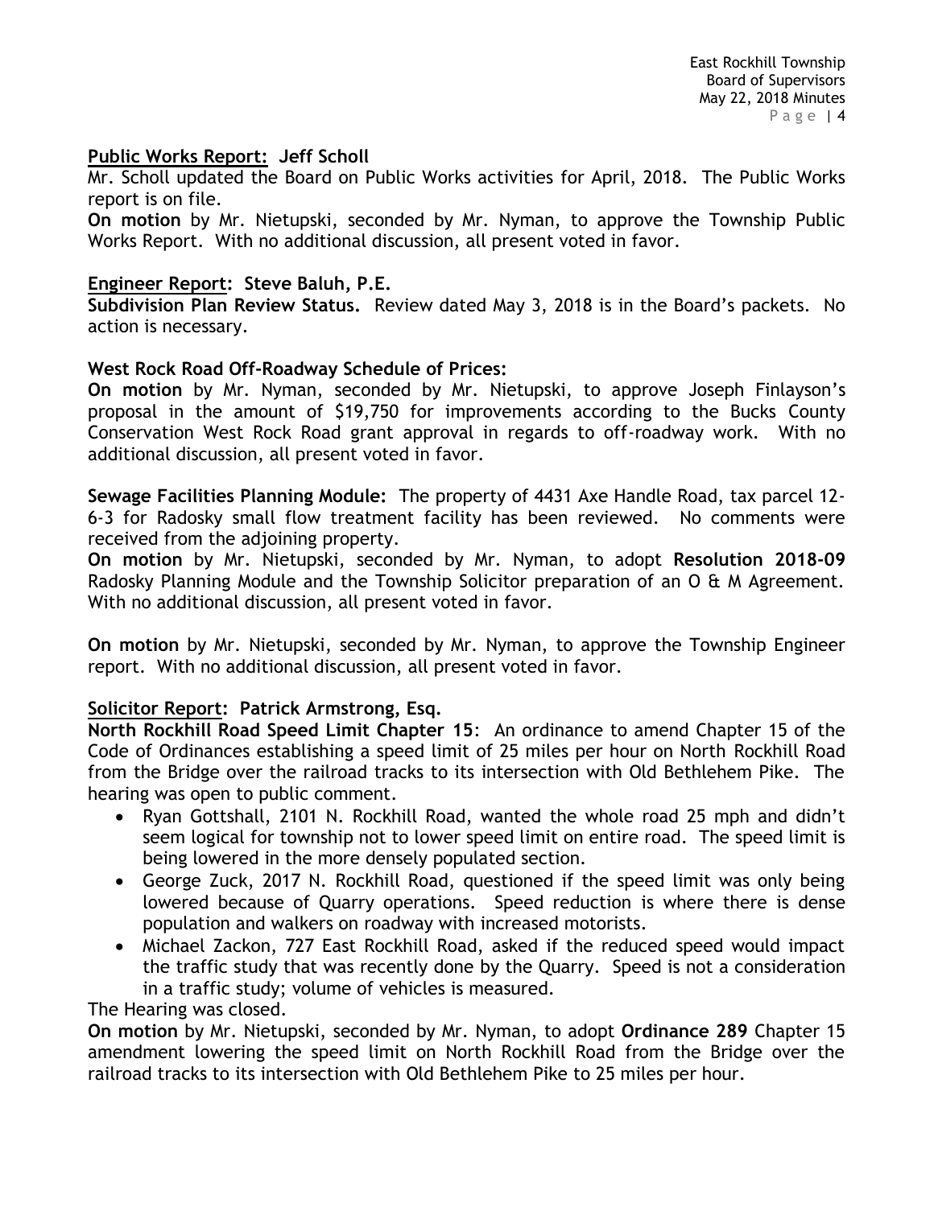**<u>Public Works Report:</u> Jeff Scholl**

Mr. Scholl updated the Board on Public Works activities for April, 2018. The Public Works report is on file.

**On motion** by Mr. Nietupski, seconded by Mr. Nyman, to approve the Township Public Works Report. With no additional discussion, all present voted in favor.

**<u>Engineer Report</u>: Steve Baluh, P.E.**

**Subdivision Plan Review Status.** Review dated May 3, 2018 is in the Board's packets. No action is necessary.

**West Rock Road Off-Roadway Schedule of Prices:**

**On motion** by Mr. Nyman, seconded by Mr. Nietupski, to approve Joseph Finlayson's proposal in the amount of $19,750 for improvements according to the Bucks County Conservation West Rock Road grant approval in regards to off-roadway work. With no additional discussion, all present voted in favor.

**Sewage Facilities Planning Module:** The property of 4431 Axe Handle Road, tax parcel 12-6-3 for Radosky small flow treatment facility has been reviewed. No comments were received from the adjoining property.

**On motion** by Mr. Nietupski, seconded by Mr. Nyman, to adopt **Resolution 2018-09** Radosky Planning Module and the Township Solicitor preparation of an O & M Agreement. With no additional discussion, all present voted in favor.

**On motion** by Mr. Nietupski, seconded by Mr. Nyman, to approve the Township Engineer report. With no additional discussion, all present voted in favor.

**<u>Solicitor Report</u>: Patrick Armstrong, Esq.**

**North Rockhill Road Speed Limit Chapter 15**: An ordinance to amend Chapter 15 of the Code of Ordinances establishing a speed limit of 25 miles per hour on North Rockhill Road from the Bridge over the railroad tracks to its intersection with Old Bethlehem Pike. The hearing was open to public comment.

- Ryan Gottshall, 2101 N. Rockhill Road, wanted the whole road 25 mph and didn't seem logical for township not to lower speed limit on entire road. The speed limit is being lowered in the more densely populated section.
- George Zuck, 2017 N. Rockhill Road, questioned if the speed limit was only being lowered because of Quarry operations. Speed reduction is where there is dense population and walkers on roadway with increased motorists.
- Michael Zackon, 727 East Rockhill Road, asked if the reduced speed would impact the traffic study that was recently done by the Quarry. Speed is not a consideration in a traffic study; volume of vehicles is measured.

The Hearing was closed.

**On motion** by Mr. Nietupski, seconded by Mr. Nyman, to adopt **Ordinance 289** Chapter 15 amendment lowering the speed limit on North Rockhill Road from the Bridge over the railroad tracks to its intersection with Old Bethlehem Pike to 25 miles per hour.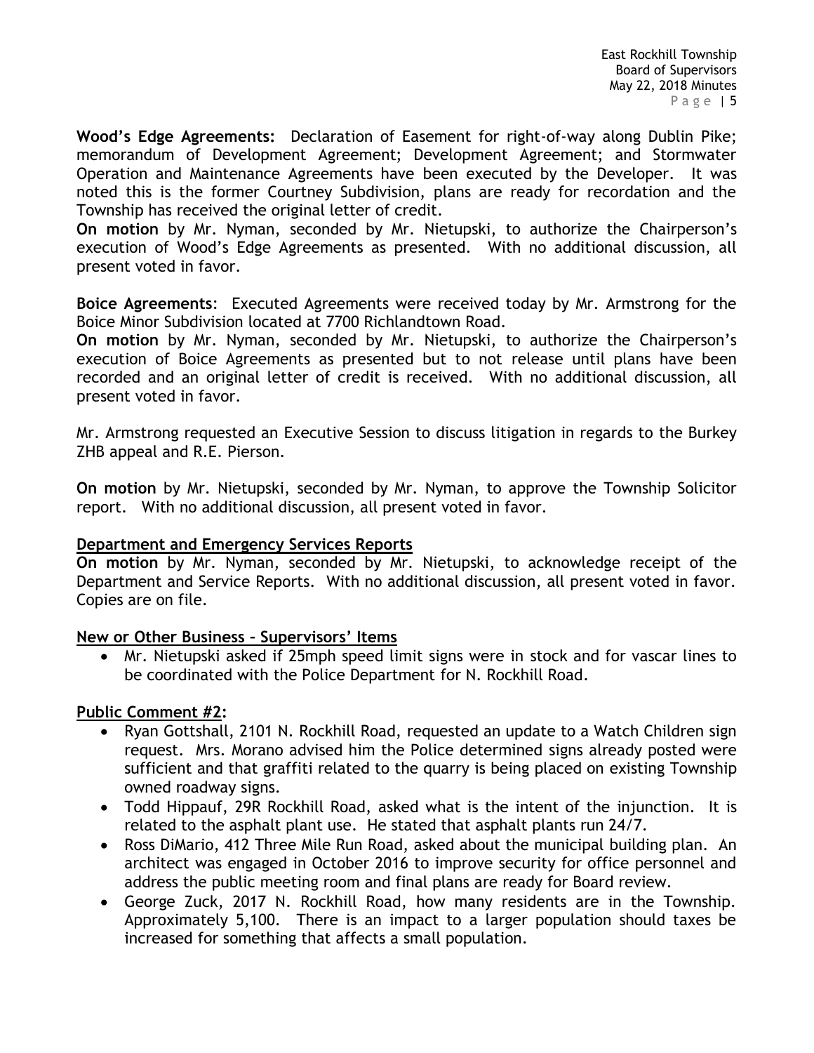**Wood's Edge Agreements:** Declaration of Easement for right-of-way along Dublin Pike; memorandum of Development Agreement; Development Agreement; and Stormwater Operation and Maintenance Agreements have been executed by the Developer. It was noted this is the former Courtney Subdivision, plans are ready for recordation and the Township has received the original letter of credit.

**On motion** by Mr. Nyman, seconded by Mr. Nietupski, to authorize the Chairperson's execution of Wood's Edge Agreements as presented. With no additional discussion, all present voted in favor.

**Boice Agreements**: Executed Agreements were received today by Mr. Armstrong for the Boice Minor Subdivision located at 7700 Richlandtown Road.

**On motion** by Mr. Nyman, seconded by Mr. Nietupski, to authorize the Chairperson's execution of Boice Agreements as presented but to not release until plans have been recorded and an original letter of credit is received. With no additional discussion, all present voted in favor.

Mr. Armstrong requested an Executive Session to discuss litigation in regards to the Burkey ZHB appeal and R.E. Pierson.

**On motion** by Mr. Nietupski, seconded by Mr. Nyman, to approve the Township Solicitor report. With no additional discussion, all present voted in favor.

## Department and Emergency Services Reports

**On motion** by Mr. Nyman, seconded by Mr. Nietupski, to acknowledge receipt of the Department and Service Reports. With no additional discussion, all present voted in favor. Copies are on file.

## New or Other Business – Supervisors' Items

- Mr. Nietupski asked if 25mph speed limit signs were in stock and for vascar lines to be coordinated with the Police Department for N. Rockhill Road.

## Public Comment #2:

- Ryan Gottshall, 2101 N. Rockhill Road, requested an update to a Watch Children sign request. Mrs. Morano advised him the Police determined signs already posted were sufficient and that graffiti related to the quarry is being placed on existing Township owned roadway signs.
- Todd Hippauf, 29R Rockhill Road, asked what is the intent of the injunction. It is related to the asphalt plant use. He stated that asphalt plants run 24/7.
- Ross DiMario, 412 Three Mile Run Road, asked about the municipal building plan. An architect was engaged in October 2016 to improve security for office personnel and address the public meeting room and final plans are ready for Board review.
- George Zuck, 2017 N. Rockhill Road, how many residents are in the Township. Approximately 5,100. There is an impact to a larger population should taxes be increased for something that affects a small population.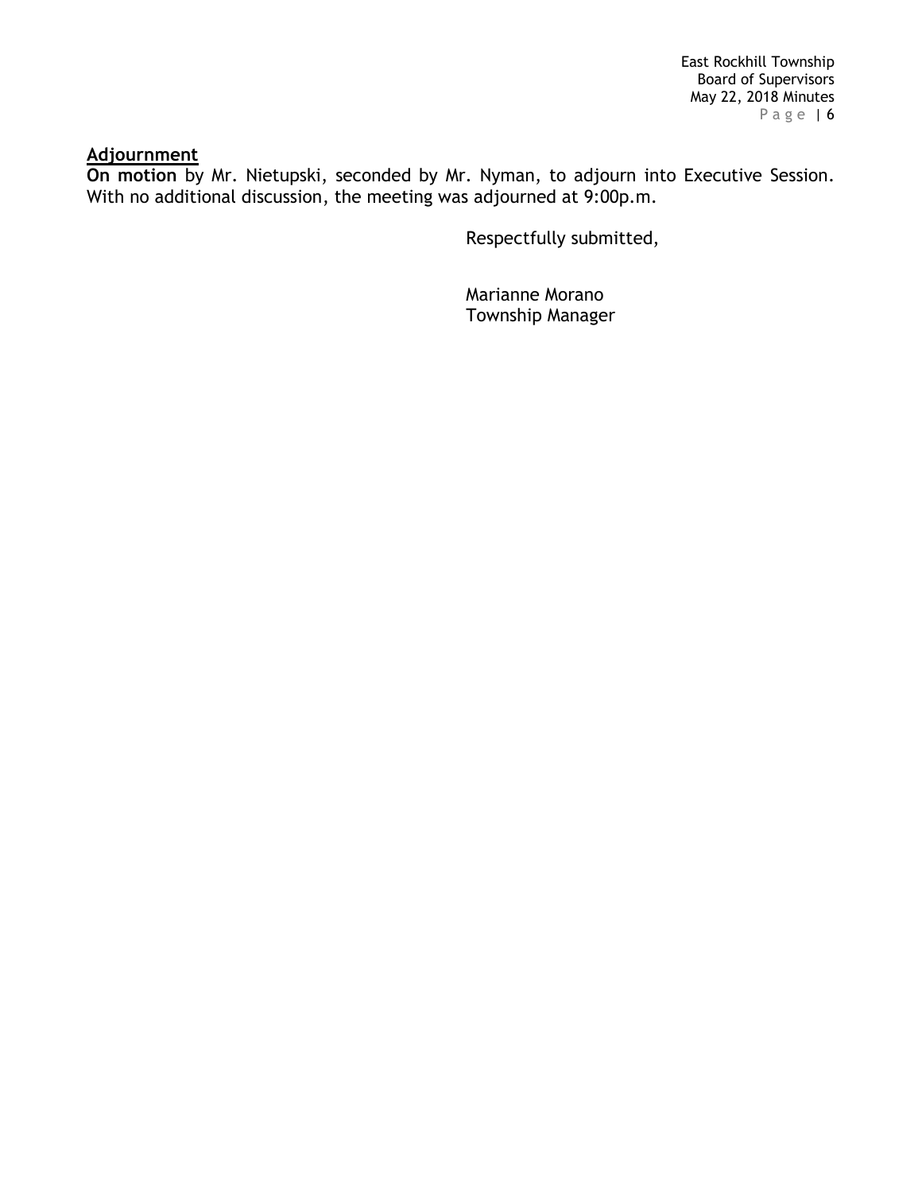## Adjournment

**On motion** by Mr. Nietupski, seconded by Mr. Nyman, to adjourn into Executive Session. With no additional discussion, the meeting was adjourned at 9:00p.m.

Respectfully submitted,

Marianne Morano
Township Manager